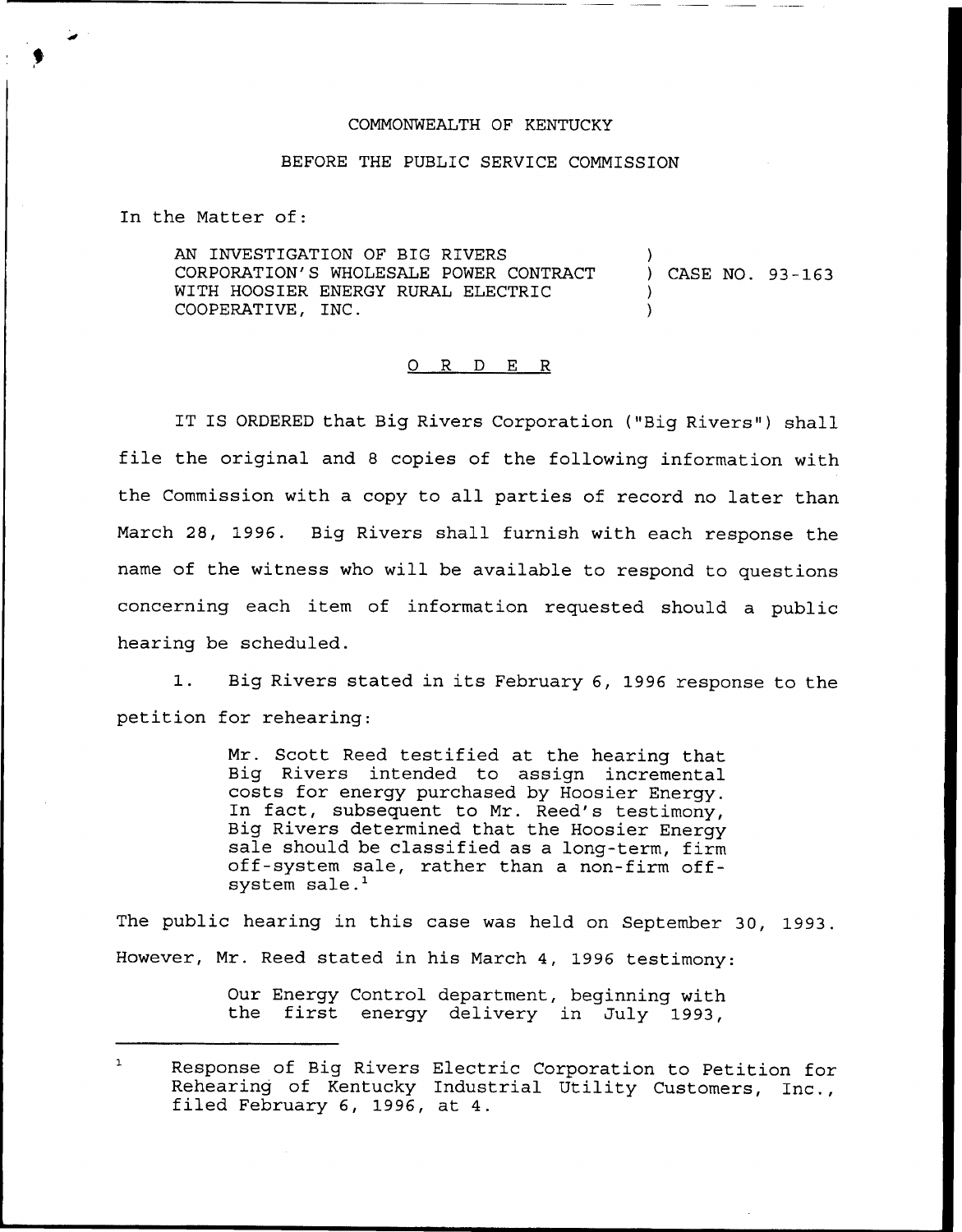COMMONWEALTH OF KENTUCKY

BEFORE THE PUBLIC SERVICE COMMISSION

In the Matter of:

AN INVESTIGATION OF BIG RIVERS CORPORATION'S WHOLESALE POWER CONTRACT WITH HOOSIER ENERGY RURAL ELECTRIC COOPERATIVE, INC. ) CASE NO. 93-163

O R D E R

IT IS ORDERED that Big Rivers Corporation ("Big Rivers") shall file the original and 8 copies of the following information with the Commission with a copy to all parties of record no later than March 28, 1996. Big Rivers shall furnish with each response the name of the witness who will be available to respond to questions concerning each item of information requested should a public hearing be scheduled.

1. Big Rivers stated in its February 6, 1996 response to the petition for rehearing:

> Mr. Scott Reed testified at the hearing that Big Rivers intended to assign incremental costs for energy purchased by Hoosier Energy. In fact, subsequent to Mr. Reed's testimony, Big Rivers determined that the Hoosier Energy sale should be classified as a long-term, firm off-system sale, rather than a non-firm off-system sale.[1]

The public hearing in this case was held on September 30, 1993. However, Mr. Reed stated in his March 4, 1996 testimony:

> Our Energy Control department, beginning with the first energy delivery in July 1993,

[1] Response of Big Rivers Electric Corporation to Petition for Rehearing of Kentucky Industrial Utility Customers, Inc., filed February 6, 1996, at 4.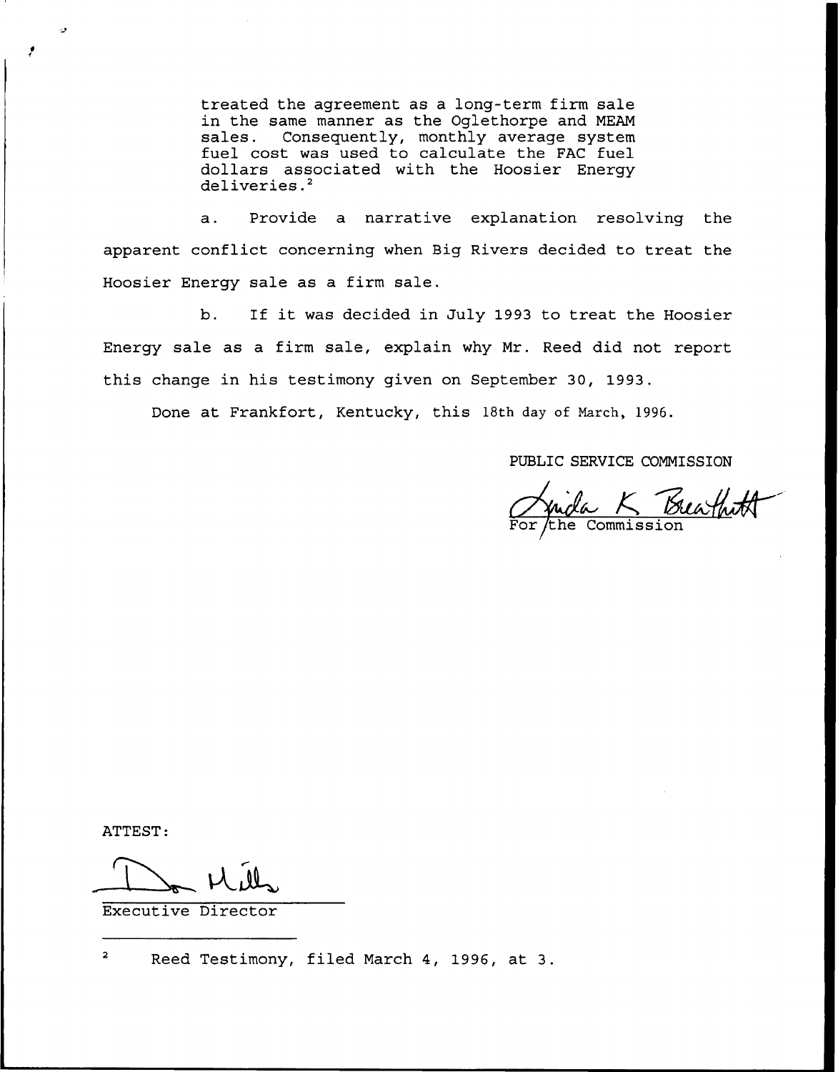treated the agreement as a long-term firm sale in the same manner as the Oglethorpe and MEAM sales. Consequently, monthly average system fuel cost was used to calculate the FAC fuel dollars associated with the Hoosier Energy deliveries.[2]

a. Provide a narrative explanation resolving the apparent conflict concerning when Big Rivers decided to treat the Hoosier Energy sale as a firm sale.

b. If it was decided in July 1993 to treat the Hoosier Energy sale as a firm sale, explain why Mr. Reed did not report this change in his testimony given on September 30, 1993.

Done at Frankfort, Kentucky, this 18th day of March, 1996.

PUBLIC SERVICE COMMISSION

For the Commission

ATTEST:

Executive Director

---

[2] Reed Testimony, filed March 4, 1996, at 3.